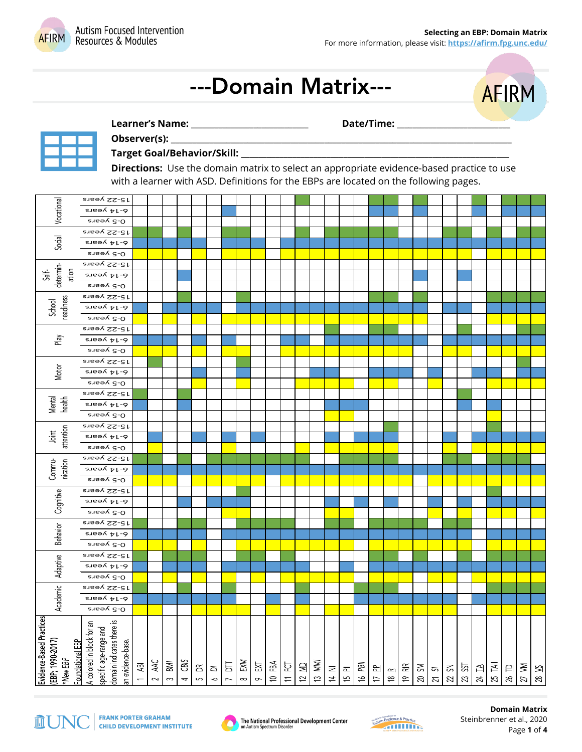# ---Domain Matrix---

**Learner's Name:** ___________________________ **Date/Time:** ___________________________

**Observer(s):** ___________________________________________________________________________

**Target Goal/Behavior/Skill:** _____________________________________________________________

**Directions:** Use the domain matrix to select an appropriate evidence-based practice to use with a learner with ASD. Definitions for the EBPs are located on the following pages.

**Evidence-Based Practices (EBP: 1990-2017)**
*New EBP
Foundational EBP
A colored in block for an specific age-range and domain indicates there is an evidence-base.

(X = colored block in the original chart. Colors: yellow = 0-5 years, blue = 6-14 years, green = 15-22 years.)

| Domain | Age | 1 ABI | 2 AAC | 3 BMI | 4 CBIS | 5 DR | 6 DI | 7 DTT | 8 EXM | 9 EXT | 10 FBA | 11 FCT | 12 MD | 13 MMI | 14 NI | 15 PII | 16 PBII | 17 PP | 18 R | 19 RIR | 20 SM | 21 SI | 22 SN | 23 SST | 24 TA | 25 TAII | 26 TD | 27 VM | 28 VS |
|---|---|---|---|---|---|---|---|---|---|---|---|---|---|---|---|---|---|---|---|---|---|---|---|---|---|---|---|---|---|
| Vocational | 15-22 years | | | | | | | | | | | | X | | | | | X | X | | X | | | | X | | X | X | X |
| Vocational | 6-14 years | | | | | | | X | | | | | | | | | | X | X | | X | | | | X | | X | X | X |
| Vocational | 0-5 years | | | | | | | | | | | | | | | | | | | | | | | | | | | | |
| Social | 15-22 years | X | X | | X | | | X | X | | | | X | | X | X | X | X | X | | | | X | X | | X | | X | X |
| Social | 6-14 years | X | X | X | X | X | | X | X | X | | X | X | X | X | X | X | X | X | X | X | X | X | X | X | X | X | X | X |
| Social | 0-5 years | X | X | X | | X | | X | X | X | | X | X | X | X | X | X | X | X | X | X | X | X | X | | X | X | X | X |
| Self-determination | 15-22 years | | | | | | | | | | | | | | | | | | | | | | | | | | | | |
| Self-determination | 6-14 years | | | | X | | | | | | | | | | | | | | | | X | | | X | | | | | |
| Self-determination | 0-5 years | | | | | | | | | | | | | | | | | | | | | | | | | | | | |
| School readiness | 15-22 years | | | | X | | | | X | | | | | | | | | X | X | | X | | | | | X | X | X | X |
| School readiness | 6-14 years | X | | X | X | X | X | | X | X | X | X | X | X | X | X | X | X | X | X | X | | X | X | | X | X | X | X |
| School readiness | 0-5 years | X | | X | | X | | X | X | X | X | X | X | X | X | X | X | X | X | X | X | | | | | X | X | X | X |
| Play | 15-22 years | | | | | | | | | | | | | | X | | | X | X | | | | | X | | | | X | X |
| Play | 6-14 years | X | X | X | | X | | X | | | | X | X | | X | X | X | X | X | X | X | | X | X | X | X | X | X | X |
| Play | 0-5 years | X | X | X | | X | | X | X | | | X | X | | X | X | X | X | X | X | | | X | X | | X | X | X | X |
| Motor | 15-22 years | | X | | | | | | X | | | | | | | | | | | | | | | | | | | X | |
| Motor | 6-14 years | | | | | X | | | X | | | | | X | X | | | X | X | X | | X | | | X | X | | X | X |
| Motor | 0-5 years | | | | | X | | | X | | | | X | X | X | | | X | X | | | X | | | | X | X | X | X |
| Mental health | 15-22 years | X | | | X | | | | | | | | | | | | | | | | | | | X | | | | | |
| Mental health | 6-14 years | X | | | X | | | | | | | | | | X | X | X | | | | | | | X | | X | | | |
| Mental health | 0-5 years | | | | | | | | | | | | | | X | X | | | | | | | | | | X | | | |
| Joint attention | 15-22 years | | | | | | | | | | | | | | | | | | X | | | | | | | X | | | |
| Joint attention | 6-14 years | | X | | | X | | X | | X | | | | | X | | X | X | X | X | | | X | | X | X | X | X | X |
| Joint attention | 0-5 years | | X | | | | | X | | | | | X | | X | X | X | X | X | X | | | X | | X | X | X | X | X |
| Communication | 15-22 years | X | X | | X | | X | X | X | X | X | X | X | | | X | X | X | X | | | | X | X | X | X | X | X | |
| Communication | 6-14 years | X | X | X | X | X | X | X | X | X | X | X | X | X | X | X | X | X | X | X | X | X | X | X | X | X | X | X | X |
| Communication | 0-5 years | X | X | X | | X | X | X | X | X | | X | X | X | X | X | X | X | X | X | | X | X | X | X | X | X | X | X |
| Cognitive | 15-22 years | | | | | | | | X | | | | | | | | | | | | | | | | | X | | | |
| Cognitive | 6-14 years | | | | X | | X | X | X | | | | | | X | | X | | X | | | X | | X | | X | X | X | X |
| Cognitive | 0-5 years | | | | | | | X | X | | | | | | X | X | | | | | | X | | X | | X | X | | X |
| Behavior | 15-22 years | X | | | | | | | X | X | X | X | | | X | X | | X | X | | X | | X | X | | X | X | X | X |
| Behavior | 6-14 years | X | X | X | | X | | X | X | X | X | X | X | X | X | X | X | X | X | X | X | X | X | X | | X | X | X | X |
| Behavior | 0-5 years | X | X | X | | X | | | X | X | X | X | X | X | X | X | X | X | X | X | X | X | X | X | | X | X | X | X |
| Adaptive | 15-22 years | X | | X | X | X | | | X | X | | X | | | X | X | | X | X | | X | | X | | | X | X | X | X |
| Adaptive | 6-14 years | X | | X | X | X | | X | X | X | X | X | X | X | X | X | X | X | X | X | X | | X | X | | X | X | X | X |
| Adaptive | 0-5 years | X | | X | | X | | X | X | | | X | X | X | X | X | X | X | X | | X | | X | X | X | X | X | X | X |
| Academic | 15-22 years | X | | | X | | | X | | | | | X | | | | X | X | X | X | X | | X | | | X | X | X | X |
| Academic | 6-14 years | X | X | X | X | X | X | X | | | X | | X | | X | X | X | X | X | X | X | X | X | | | X | X | X | X |
| Academic | 0-5 years | X | X | | | X | X | X | X | | X | | X | | X | X | | X | X | X | X | X | X | | | X | X | X | X |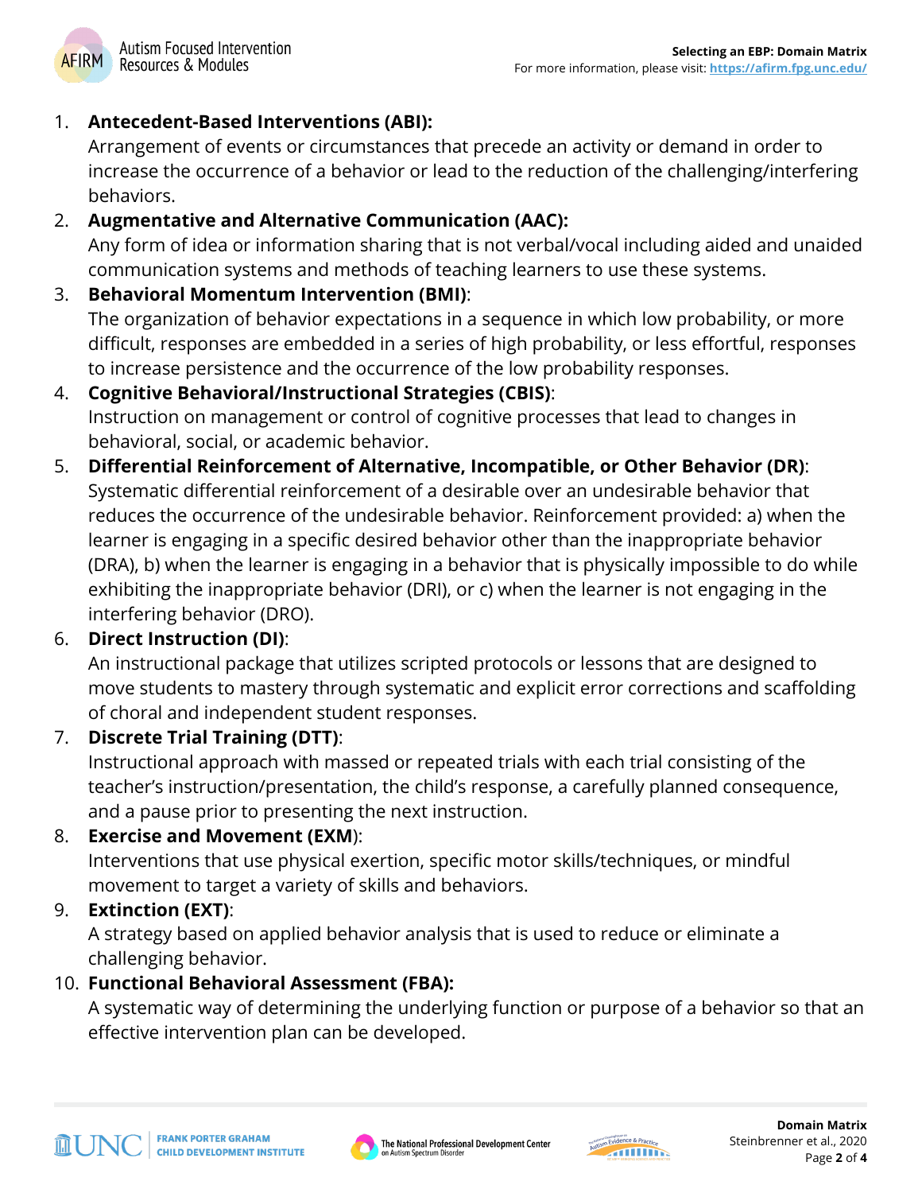1. **Antecedent-Based Interventions (ABI):**
   Arrangement of events or circumstances that precede an activity or demand in order to increase the occurrence of a behavior or lead to the reduction of the challenging/interfering behaviors.
2. **Augmentative and Alternative Communication (AAC):**
   Any form of idea or information sharing that is not verbal/vocal including aided and unaided communication systems and methods of teaching learners to use these systems.
3. **Behavioral Momentum Intervention (BMI)**:
   The organization of behavior expectations in a sequence in which low probability, or more difficult, responses are embedded in a series of high probability, or less effortful, responses to increase persistence and the occurrence of the low probability responses.
4. **Cognitive Behavioral/Instructional Strategies (CBIS)**:
   Instruction on management or control of cognitive processes that lead to changes in behavioral, social, or academic behavior.
5. **Differential Reinforcement of Alternative, Incompatible, or Other Behavior (DR)**:
   Systematic differential reinforcement of a desirable over an undesirable behavior that reduces the occurrence of the undesirable behavior. Reinforcement provided: a) when the learner is engaging in a specific desired behavior other than the inappropriate behavior (DRA), b) when the learner is engaging in a behavior that is physically impossible to do while exhibiting the inappropriate behavior (DRI), or c) when the learner is not engaging in the interfering behavior (DRO).
6. **Direct Instruction (DI)**:
   An instructional package that utilizes scripted protocols or lessons that are designed to move students to mastery through systematic and explicit error corrections and scaffolding of choral and independent student responses.
7. **Discrete Trial Training (DTT)**:
   Instructional approach with massed or repeated trials with each trial consisting of the teacher's instruction/presentation, the child's response, a carefully planned consequence, and a pause prior to presenting the next instruction.
8. **Exercise and Movement (EXM)**:
   Interventions that use physical exertion, specific motor skills/techniques, or mindful movement to target a variety of skills and behaviors.
9. **Extinction (EXT)**:
   A strategy based on applied behavior analysis that is used to reduce or eliminate a challenging behavior.
10. **Functional Behavioral Assessment (FBA):**
    A systematic way of determining the underlying function or purpose of a behavior so that an effective intervention plan can be developed.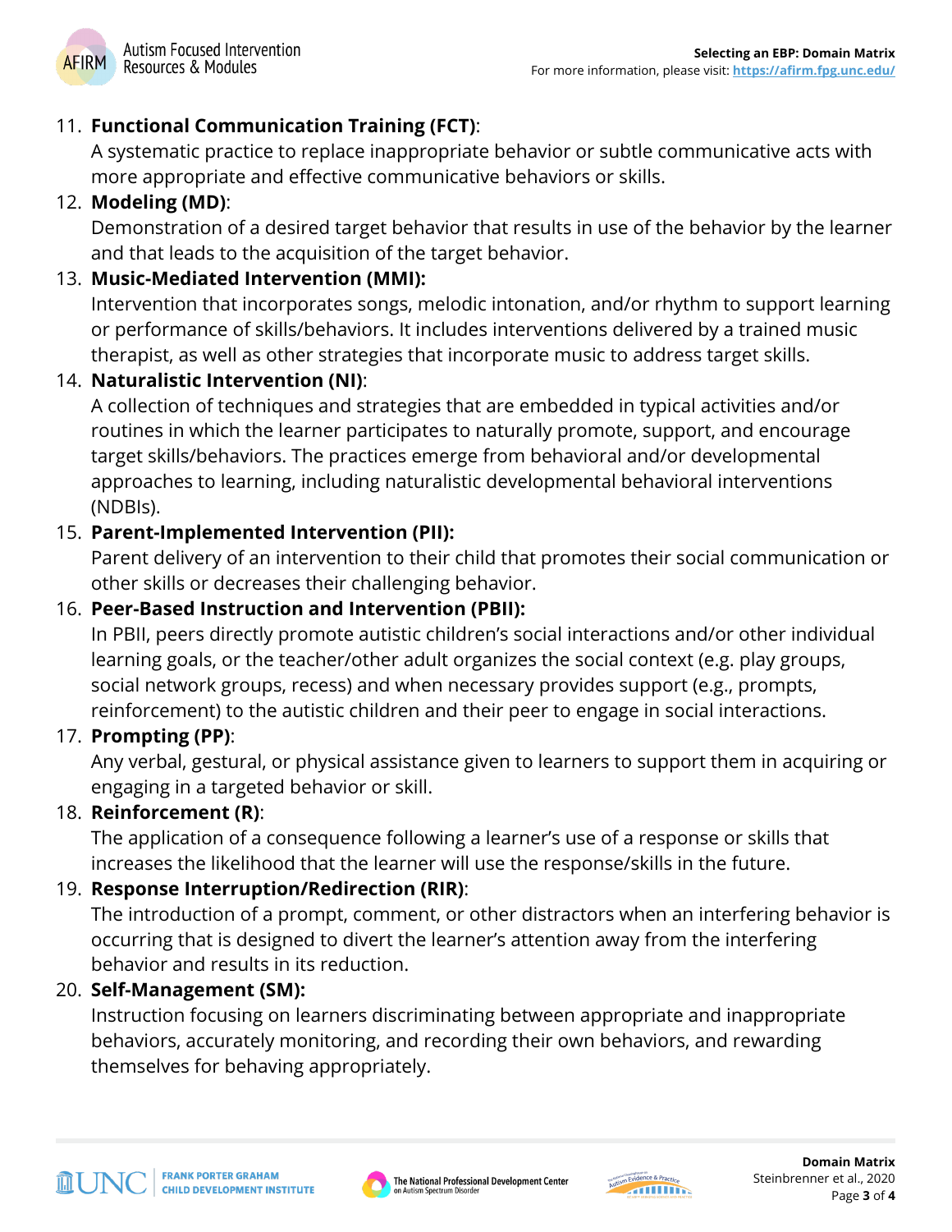11. **Functional Communication Training (FCT)**:
    A systematic practice to replace inappropriate behavior or subtle communicative acts with more appropriate and effective communicative behaviors or skills.
12. **Modeling (MD)**:
    Demonstration of a desired target behavior that results in use of the behavior by the learner and that leads to the acquisition of the target behavior.
13. **Music-Mediated Intervention (MMI):**
    Intervention that incorporates songs, melodic intonation, and/or rhythm to support learning or performance of skills/behaviors. It includes interventions delivered by a trained music therapist, as well as other strategies that incorporate music to address target skills.
14. **Naturalistic Intervention (NI)**:
    A collection of techniques and strategies that are embedded in typical activities and/or routines in which the learner participates to naturally promote, support, and encourage target skills/behaviors. The practices emerge from behavioral and/or developmental approaches to learning, including naturalistic developmental behavioral interventions (NDBIs).
15. **Parent-Implemented Intervention (PII):**
    Parent delivery of an intervention to their child that promotes their social communication or other skills or decreases their challenging behavior.
16. **Peer-Based Instruction and Intervention (PBII):**
    In PBII, peers directly promote autistic children's social interactions and/or other individual learning goals, or the teacher/other adult organizes the social context (e.g. play groups, social network groups, recess) and when necessary provides support (e.g., prompts, reinforcement) to the autistic children and their peer to engage in social interactions.
17. **Prompting (PP)**:
    Any verbal, gestural, or physical assistance given to learners to support them in acquiring or engaging in a targeted behavior or skill.
18. **Reinforcement (R)**:
    The application of a consequence following a learner's use of a response or skills that increases the likelihood that the learner will use the response/skills in the future.
19. **Response Interruption/Redirection (RIR)**:
    The introduction of a prompt, comment, or other distractors when an interfering behavior is occurring that is designed to divert the learner's attention away from the interfering behavior and results in its reduction.
20. **Self-Management (SM):**
    Instruction focusing on learners discriminating between appropriate and inappropriate behaviors, accurately monitoring, and recording their own behaviors, and rewarding themselves for behaving appropriately.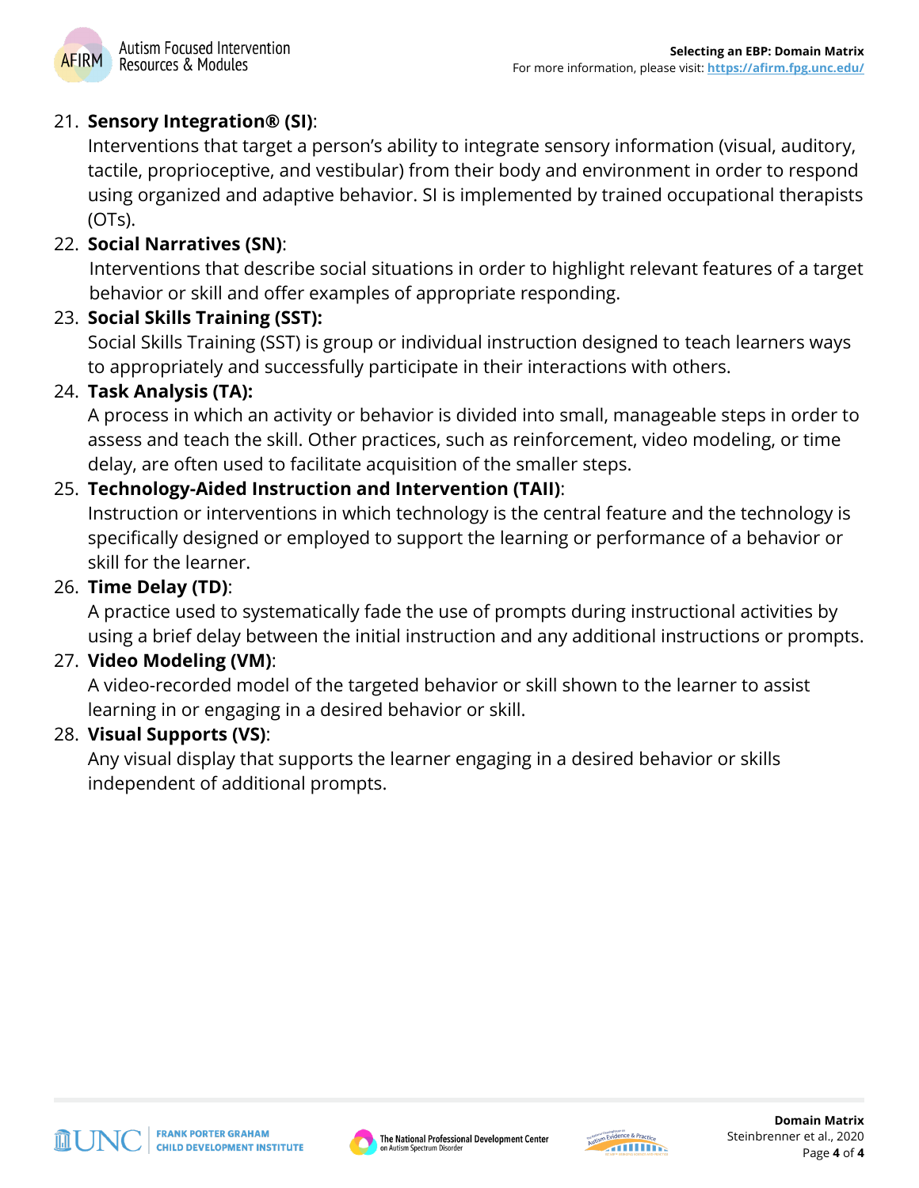21. **Sensory Integration® (SI)**:
    Interventions that target a person's ability to integrate sensory information (visual, auditory, tactile, proprioceptive, and vestibular) from their body and environment in order to respond using organized and adaptive behavior. SI is implemented by trained occupational therapists (OTs).
22. **Social Narratives (SN)**:
    Interventions that describe social situations in order to highlight relevant features of a target behavior or skill and offer examples of appropriate responding.
23. **Social Skills Training (SST):**
    Social Skills Training (SST) is group or individual instruction designed to teach learners ways to appropriately and successfully participate in their interactions with others.
24. **Task Analysis (TA):**
    A process in which an activity or behavior is divided into small, manageable steps in order to assess and teach the skill. Other practices, such as reinforcement, video modeling, or time delay, are often used to facilitate acquisition of the smaller steps.
25. **Technology-Aided Instruction and Intervention (TAII)**:
    Instruction or interventions in which technology is the central feature and the technology is specifically designed or employed to support the learning or performance of a behavior or skill for the learner.
26. **Time Delay (TD)**:
    A practice used to systematically fade the use of prompts during instructional activities by using a brief delay between the initial instruction and any additional instructions or prompts.
27. **Video Modeling (VM)**:
    A video-recorded model of the targeted behavior or skill shown to the learner to assist learning in or engaging in a desired behavior or skill.
28. **Visual Supports (VS)**:
    Any visual display that supports the learner engaging in a desired behavior or skills independent of additional prompts.